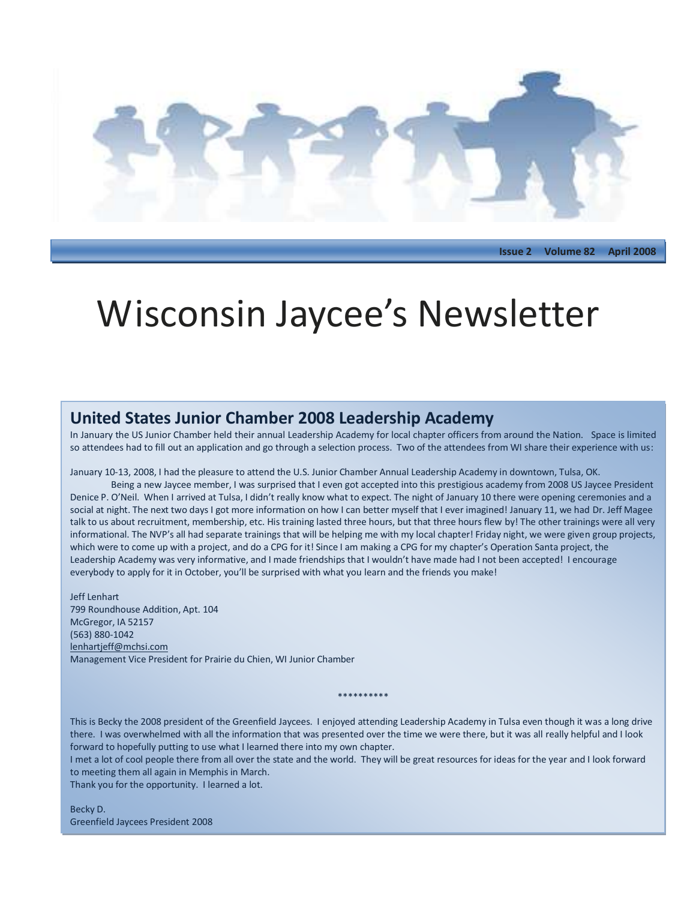Issue 2 Volume 82 April 2008

# Wisconsin Jaycee's Newsletter

## United States Junior Chamber 2008 Leadership Academy

In January the US Junior Chamber held their annual Leadership Academy for local chapter officers from around the Nation. Space is limited so attendees had to fill out an application and go through a selection process. Two of the attendees from WI share their experience with us:

January 10-13, 2008, I had the pleasure to attend the U.S. Junior Chamber Annual Leadership Academy in downtown, Tulsa, OK.

Being a new Jaycee member, I was surprised that I even got accepted into this prestigious academy from 2008 US Jaycee President Denice P. O'Neil. When I arrived at Tulsa, I didn't really know what to expect. The night of January 10 there were opening ceremonies and a social at night. The next two days I got more information on how I can better myself that I ever imagined! January 11, we had Dr. Jeff Magee talk to us about recruitment, membership, etc. His training lasted three hours, but that three hours flew by! The other trainings were all very informational. The NVP's all had separate trainings that will be helping me with my local chapter! Friday night, we were given group projects, which were to come up with a project, and do a CPG for it! Since I am making a CPG for my chapter's Operation Santa project, the Leadership Academy was very informative, and I made friendships that I wouldn't have made had I not been accepted! I encourage everybody to apply for it in October, you'll be surprised with what you learn and the friends you make!

Jeff Lenhart
799 Roundhouse Addition, Apt. 104
McGregor, IA 52157
(563) 880-1042
lenhartjeff@mchsi.com
Management Vice President for Prairie du Chien, WI Junior Chamber

**********

This is Becky the 2008 president of the Greenfield Jaycees. I enjoyed attending Leadership Academy in Tulsa even though it was a long drive there. I was overwhelmed with all the information that was presented over the time we were there, but it was all really helpful and I look forward to hopefully putting to use what I learned there into my own chapter.

I met a lot of cool people there from all over the state and the world. They will be great resources for ideas for the year and I look forward to meeting them all again in Memphis in March.

Thank you for the opportunity. I learned a lot.

Becky D.
Greenfield Jaycees President 2008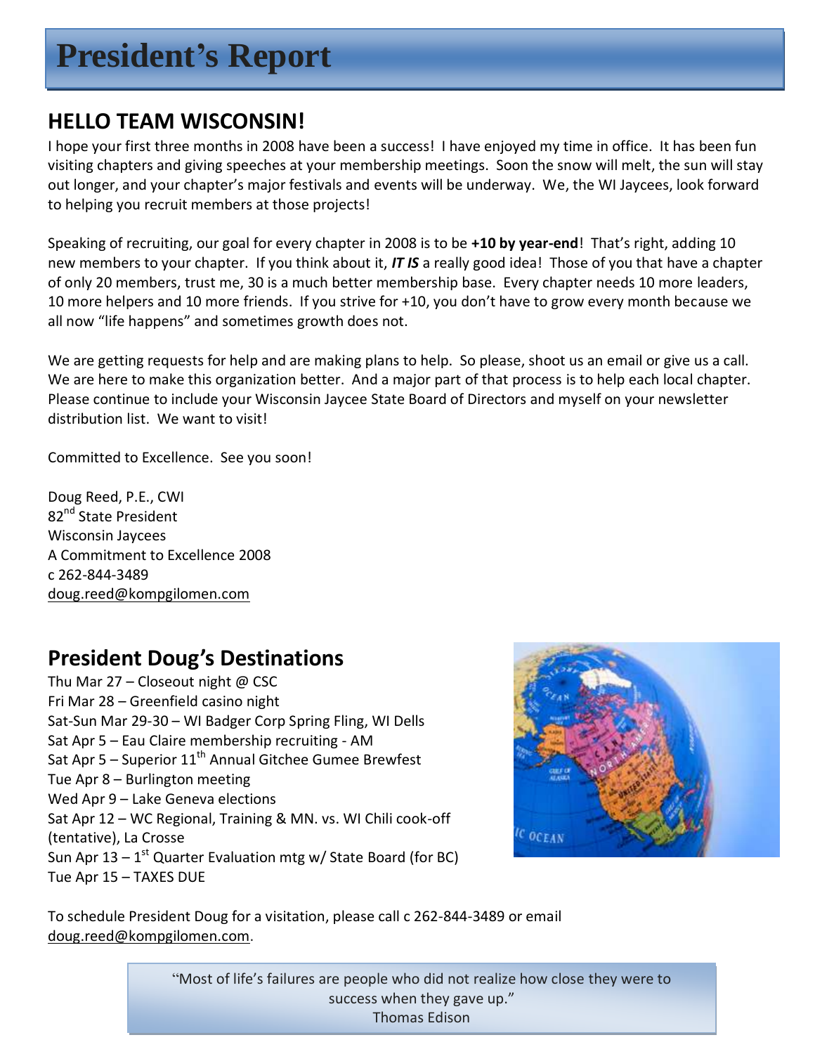# President's Report

## HELLO TEAM WISCONSIN!

I hope your first three months in 2008 have been a success! I have enjoyed my time in office. It has been fun visiting chapters and giving speeches at your membership meetings. Soon the snow will melt, the sun will stay out longer, and your chapter's major festivals and events will be underway. We, the WI Jaycees, look forward to helping you recruit members at those projects!

Speaking of recruiting, our goal for every chapter in 2008 is to be **+10 by year-end**! That's right, adding 10 new members to your chapter. If you think about it, ***IT IS*** a really good idea! Those of you that have a chapter of only 20 members, trust me, 30 is a much better membership base. Every chapter needs 10 more leaders, 10 more helpers and 10 more friends. If you strive for +10, you don't have to grow every month because we all now "life happens" and sometimes growth does not.

We are getting requests for help and are making plans to help. So please, shoot us an email or give us a call. We are here to make this organization better. And a major part of that process is to help each local chapter. Please continue to include your Wisconsin Jaycee State Board of Directors and myself on your newsletter distribution list. We want to visit!

Committed to Excellence. See you soon!

Doug Reed, P.E., CWI
82nd State President
Wisconsin Jaycees
A Commitment to Excellence 2008
c 262-844-3489
doug.reed@kompgilomen.com

## President Doug's Destinations

Thu Mar 27 – Closeout night @ CSC
Fri Mar 28 – Greenfield casino night
Sat-Sun Mar 29-30 – WI Badger Corp Spring Fling, WI Dells
Sat Apr 5 – Eau Claire membership recruiting - AM
Sat Apr 5 – Superior 11th Annual Gitchee Gumee Brewfest
Tue Apr 8 – Burlington meeting
Wed Apr 9 – Lake Geneva elections
Sat Apr 12 – WC Regional, Training & MN. vs. WI Chili cook-off (tentative), La Crosse
Sun Apr 13 – 1st Quarter Evaluation mtg w/ State Board (for BC)
Tue Apr 15 – TAXES DUE

To schedule President Doug for a visitation, please call c 262-844-3489 or email doug.reed@kompgilomen.com.

> "Most of life's failures are people who did not realize how close they were to success when they gave up."
> Thomas Edison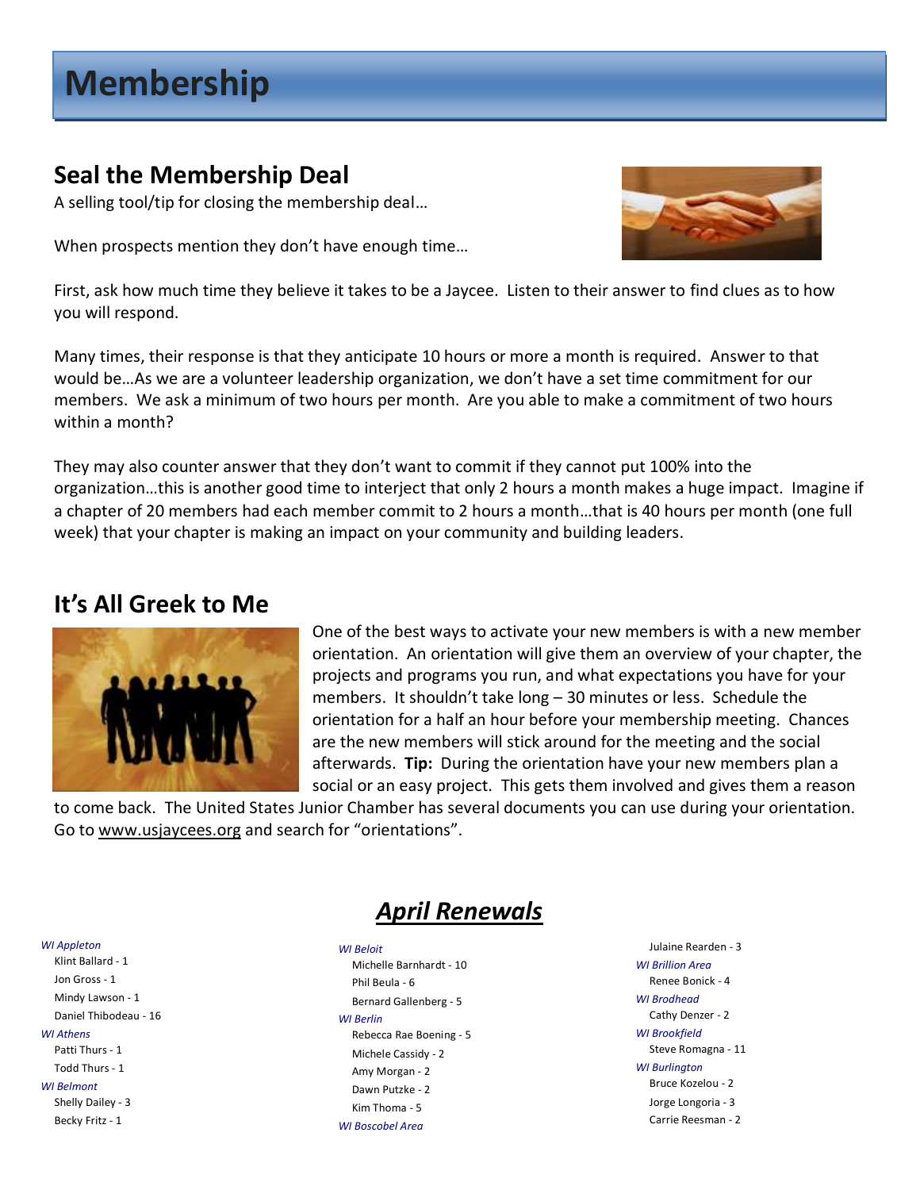# Membership

## Seal the Membership Deal

A selling tool/tip for closing the membership deal…

When prospects mention they don't have enough time…

First, ask how much time they believe it takes to be a Jaycee. Listen to their answer to find clues as to how you will respond.

Many times, their response is that they anticipate 10 hours or more a month is required. Answer to that would be…As we are a volunteer leadership organization, we don't have a set time commitment for our members. We ask a minimum of two hours per month. Are you able to make a commitment of two hours within a month?

They may also counter answer that they don't want to commit if they cannot put 100% into the organization…this is another good time to interject that only 2 hours a month makes a huge impact. Imagine if a chapter of 20 members had each member commit to 2 hours a month…that is 40 hours per month (one full week) that your chapter is making an impact on your community and building leaders.

## It's All Greek to Me

One of the best ways to activate your new members is with a new member orientation. An orientation will give them an overview of your chapter, the projects and programs you run, and what expectations you have for your members. It shouldn't take long – 30 minutes or less. Schedule the orientation for a half an hour before your membership meeting. Chances are the new members will stick around for the meeting and the social afterwards. **Tip:** During the orientation have your new members plan a social or an easy project. This gets them involved and gives them a reason to come back. The United States Junior Chamber has several documents you can use during your orientation. Go to www.usjaycees.org and search for "orientations".

## *April Renewals*

*WI Appleton*
- Klint Ballard - 1
- Jon Gross - 1
- Mindy Lawson - 1
- Daniel Thibodeau - 16

*WI Athens*
- Patti Thurs - 1
- Todd Thurs - 1

*WI Belmont*
- Shelly Dailey - 3
- Becky Fritz - 1

*WI Beloit*
- Michelle Barnhardt - 10
- Phil Beula - 6
- Bernard Gallenberg - 5

*WI Berlin*
- Rebecca Rae Boening - 5
- Michele Cassidy - 2
- Amy Morgan - 2
- Dawn Putzke - 2
- Kim Thoma - 5

*WI Boscobel Area*
- Julaine Rearden - 3

*WI Brillion Area*
- Renee Bonick - 4

*WI Brodhead*
- Cathy Denzer - 2

*WI Brookfield*
- Steve Romagna - 11

*WI Burlington*
- Bruce Kozelou - 2
- Jorge Longoria - 3
- Carrie Reesman - 2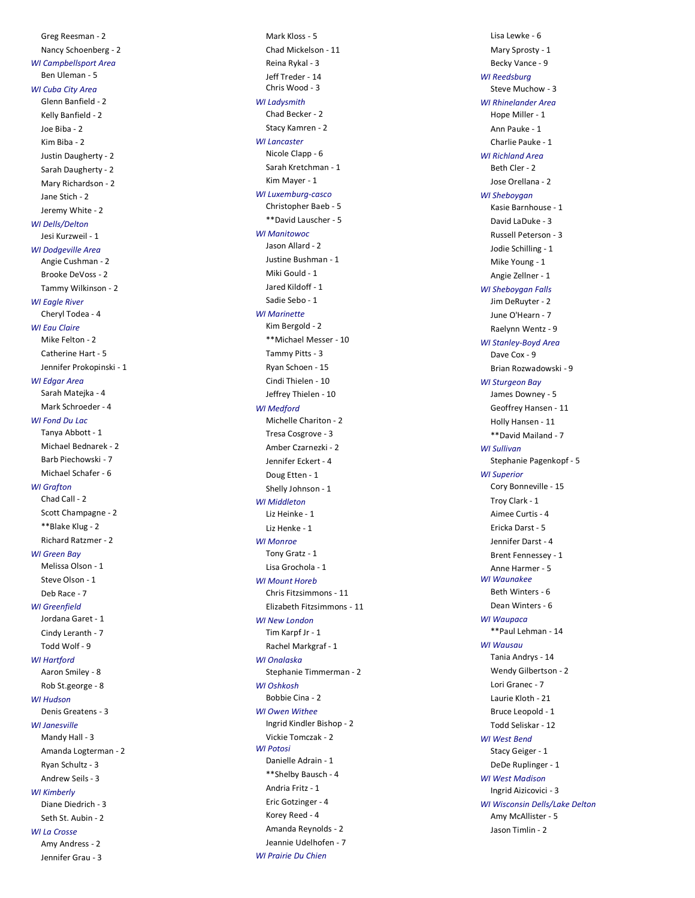Greg Reesman - 2
Nancy Schoenberg - 2

*WI Campbellsport Area*
Ben Uleman - 5

*WI Cuba City Area*
Glenn Banfield - 2
Kelly Banfield - 2
Joe Biba - 2
Kim Biba - 2
Justin Daugherty - 2
Sarah Daugherty - 2
Mary Richardson - 2
Jane Stich - 2
Jeremy White - 2

*WI Dells/Delton*
Jesi Kurzweil - 1

*WI Dodgeville Area*
Angie Cushman - 2
Brooke DeVoss - 2
Tammy Wilkinson - 2

*WI Eagle River*
Cheryl Todea - 4

*WI Eau Claire*
Mike Felton - 2
Catherine Hart - 5
Jennifer Prokopinski - 1

*WI Edgar Area*
Sarah Matejka - 4
Mark Schroeder - 4

*WI Fond Du Lac*
Tanya Abbott - 1
Michael Bednarek - 2
Barb Piechowski - 7
Michael Schafer - 6

*WI Grafton*
Chad Call - 2
Scott Champagne - 2
**Blake Klug - 2
Richard Ratzmer - 2

*WI Green Bay*
Melissa Olson - 1
Steve Olson - 1
Deb Race - 7

*WI Greenfield*
Jordana Garet - 1
Cindy Leranth - 7
Todd Wolf - 9

*WI Hartford*
Aaron Smiley - 8
Rob St.george - 8

*WI Hudson*
Denis Greatens - 3

*WI Janesville*
Mandy Hall - 3
Amanda Logterman - 2
Ryan Schultz - 3
Andrew Seils - 3

*WI Kimberly*
Diane Diedrich - 3
Seth St. Aubin - 2

*WI La Crosse*
Amy Andress - 2
Jennifer Grau - 3
Mark Kloss - 5
Chad Mickelson - 11
Reina Rykal - 3
Jeff Treder - 14
Chris Wood - 3

*WI Ladysmith*
Chad Becker - 2
Stacy Kamren - 2

*WI Lancaster*
Nicole Clapp - 6
Sarah Kretchman - 1
Kim Mayer - 1

*WI Luxemburg-casco*
Christopher Baeb - 5
**David Lauscher - 5

*WI Manitowoc*
Jason Allard - 2
Justine Bushman - 1
Miki Gould - 1
Jared Kildoff - 1
Sadie Sebo - 1

*WI Marinette*
Kim Bergold - 2
**Michael Messer - 10
Tammy Pitts - 3
Ryan Schoen - 15
Cindi Thielen - 10
Jeffrey Thielen - 10

*WI Medford*
Michelle Chariton - 2
Tresa Cosgrove - 3
Amber Czarnezki - 2
Jennifer Eckert - 4
Doug Etten - 1
Shelly Johnson - 1

*WI Middleton*
Liz Heinke - 1
Liz Henke - 1

*WI Monroe*
Tony Gratz - 1
Lisa Grochola - 1

*WI Mount Horeb*
Chris Fitzsimmons - 11
Elizabeth Fitzsimmons - 11

*WI New London*
Tim Karpf Jr - 1
Rachel Markgraf - 1

*WI Onalaska*
Stephanie Timmerman - 2

*WI Oshkosh*
Bobbie Cina - 2

*WI Owen Withee*
Ingrid Kindler Bishop - 2
Vickie Tomczak - 2

*WI Potosi*
Danielle Adrain - 1
**Shelby Bausch - 4
Andria Fritz - 1
Eric Gotzinger - 4
Korey Reed - 4
Amanda Reynolds - 2
Jeannie Udelhofen - 7

*WI Prairie Du Chien*
Lisa Lewke - 6
Mary Sprosty - 1
Becky Vance - 9

*WI Reedsburg*
Steve Muchow - 3

*WI Rhinelander Area*
Hope Miller - 1
Ann Pauke - 1
Charlie Pauke - 1

*WI Richland Area*
Beth Cler - 2
Jose Orellana - 2

*WI Sheboygan*
Kasie Barnhouse - 1
David LaDuke - 3
Russell Peterson - 3
Jodie Schilling - 1
Mike Young - 1
Angie Zellner - 1

*WI Sheboygan Falls*
Jim DeRuyter - 2
June O'Hearn - 7
Raelynn Wentz - 9

*WI Stanley-Boyd Area*
Dave Cox - 9
Brian Rozwadowski - 9

*WI Sturgeon Bay*
James Downey - 5
Geoffrey Hansen - 11
Holly Hansen - 11
**David Mailand - 7

*WI Sullivan*
Stephanie Pagenkopf - 5

*WI Superior*
Cory Bonneville - 15
Troy Clark - 1
Aimee Curtis - 4
Ericka Darst - 5
Jennifer Darst - 4
Brent Fennessey - 1
Anne Harmer - 5

*WI Waunakee*
Beth Winters - 6
Dean Winters - 6

*WI Waupaca*
**Paul Lehman - 14

*WI Wausau*
Tania Andrys - 14
Wendy Gilbertson - 2
Lori Granec - 7
Laurie Kloth - 21
Bruce Leopold - 1
Todd Seliskar - 12

*WI West Bend*
Stacy Geiger - 1
DeDe Ruplinger - 1

*WI West Madison*
Ingrid Aizicovici - 3

*WI Wisconsin Dells/Lake Delton*
Amy McAllister - 5
Jason Timlin - 2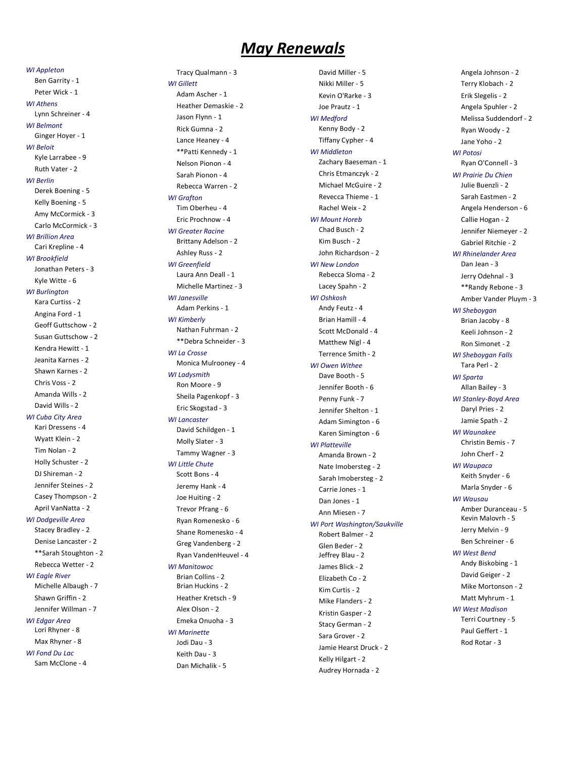# *May Renewals*

*WI Appleton*
- Ben Garrity - 1
- Peter Wick - 1

*WI Athens*
- Lynn Schreiner - 4

*WI Belmont*
- Ginger Hoyer - 1

*WI Beloit*
- Kyle Larrabee - 9
- Ruth Vater - 2

*WI Berlin*
- Derek Boening - 5
- Kelly Boening - 5
- Amy McCormick - 3
- Carlo McCormick - 3

*WI Brillion Area*
- Cari Krepline - 4

*WI Brookfield*
- Jonathan Peters - 3
- Kyle Witte - 6

*WI Burlington*
- Kara Curtiss - 2
- Angina Ford - 1
- Geoff Guttschow - 2
- Susan Guttschow - 2
- Kendra Hewitt - 1
- Jeanita Karnes - 2
- Shawn Karnes - 2
- Chris Voss - 2
- Amanda Wills - 2
- David Wills - 2

*WI Cuba City Area*
- Kari Dressens - 4
- Wyatt Klein - 2
- Tim Nolan - 2
- Holly Schuster - 2
- DJ Shireman - 2
- Jennifer Steines - 2
- Casey Thompson - 2
- April VanNatta - 2

*WI Dodgeville Area*
- Stacey Bradley - 2
- Denise Lancaster - 2
- **Sarah Stoughton - 2
- Rebecca Wetter - 2

*WI Eagle River*
- Michelle Albaugh - 7
- Shawn Griffin - 2
- Jennifer Willman - 7

*WI Edgar Area*
- Lori Rhyner - 8
- Max Rhyner - 8

*WI Fond Du Lac*
- Sam McClone - 4
- Tracy Qualmann - 3

*WI Gillett*
- Adam Ascher - 1
- Heather Demaskie - 2
- Jason Flynn - 1
- Rick Gumna - 2
- Lance Heaney - 4
- **Patti Kennedy - 1
- Nelson Pionon - 4
- Sarah Pionon - 4
- Rebecca Warren - 2

*WI Grafton*
- Tim Oberheu - 4
- Eric Prochnow - 4

*WI Greater Racine*
- Brittany Adelson - 2
- Ashley Russ - 2

*WI Greenfield*
- Laura Ann Deall - 1
- Michelle Martinez - 3

*WI Janesville*
- Adam Perkins - 1

*WI Kimberly*
- Nathan Fuhrman - 2
- **Debra Schneider - 3

*WI La Crosse*
- Monica Mulrooney - 4

*WI Ladysmith*
- Ron Moore - 9
- Sheila Pagenkopf - 3
- Eric Skogstad - 3

*WI Lancaster*
- David Schildgen - 1
- Molly Slater - 3
- Tammy Wagner - 3

*WI Little Chute*
- Scott Bons - 4
- Jeremy Hank - 4
- Joe Huiting - 2
- Trevor Pfrang - 6
- Ryan Romenesko - 6
- Shane Romenesko - 4
- Greg Vandenberg - 2
- Ryan VandenHeuvel - 4

*WI Manitowoc*
- Brian Collins - 2
- Brian Huckins - 2
- Heather Kretsch - 9
- Alex Olson - 2
- Emeka Onuoha - 3

*WI Marinette*
- Jodi Dau - 3
- Keith Dau - 3
- Dan Michalik - 5
- David Miller - 5
- Nikki Miller - 5
- Kevin O'Rarke - 3
- Joe Prautz - 1

*WI Medford*
- Kenny Body - 2
- Tiffany Cypher - 4

*WI Middleton*
- Zachary Baeseman - 1
- Chris Etmanczyk - 2
- Michael McGuire - 2
- Revecca Thieme - 1
- Rachel Weix - 2

*WI Mount Horeb*
- Chad Busch - 2
- Kim Busch - 2
- John Richardson - 2

*WI New London*
- Rebecca Sloma - 2
- Lacey Spahn - 2

*WI Oshkosh*
- Andy Feutz - 4
- Brian Hamill - 4
- Scott McDonald - 4
- Matthew Nigl - 4
- Terrence Smith - 2

*WI Owen Withee*
- Dave Booth - 5
- Jennifer Booth - 6
- Penny Funk - 7
- Jennifer Shelton - 1
- Adam Simington - 6
- Karen Simington - 6

*WI Platteville*
- Amanda Brown - 2
- Nate Imobersteg - 2
- Sarah Imobersteg - 2
- Carrie Jones - 1
- Dan Jones - 1
- Ann Miesen - 7

*WI Port Washington/Saukville*
- Robert Balmer - 2
- Glen Beder - 2
- Jeffrey Blau - 2
- James Blick - 2
- Elizabeth Co - 2
- Kim Curtis - 2
- Mike Flanders - 2
- Kristin Gasper - 2
- Stacy German - 2
- Sara Grover - 2
- Jamie Hearst Druck - 2
- Kelly Hilgart - 2
- Audrey Hornada - 2
- Angela Johnson - 2
- Terry Klobach - 2
- Erik Slegelis - 2
- Angela Spuhler - 2
- Melissa Suddendorf - 2
- Ryan Woody - 2
- Jane Yoho - 2

*WI Potosi*
- Ryan O'Connell - 3

*WI Prairie Du Chien*
- Julie Buenzli - 2
- Sarah Eastmen - 2
- Angela Henderson - 6
- Callie Hogan - 2
- Jennifer Niemeyer - 2
- Gabriel Ritchie - 2

*WI Rhinelander Area*
- Dan Jean - 3
- Jerry Odehnal - 3
- **Randy Rebone - 3
- Amber Vander Pluym - 3

*WI Sheboygan*
- Brian Jacoby - 8
- Keeli Johnson - 2
- Ron Simonet - 2

*WI Sheboygan Falls*
- Tara Perl - 2

*WI Sparta*
- Allan Bailey - 3

*WI Stanley-Boyd Area*
- Daryl Pries - 2
- Jamie Spath - 2

*WI Waunakee*
- Christin Bemis - 7
- John Cherf - 2

*WI Waupaca*
- Keith Snyder - 6
- Marla Snyder - 6

*WI Wausau*
- Amber Duranceau - 5
- Kevin Malovrh - 5
- Jerry Melvin - 9
- Ben Schreiner - 6

*WI West Bend*
- Andy Biskobing - 1
- David Geiger - 2
- Mike Mortonson - 2
- Matt Myhrum - 1

*WI West Madison*
- Terri Courtney - 5
- Paul Geffert - 1
- Rod Rotar - 3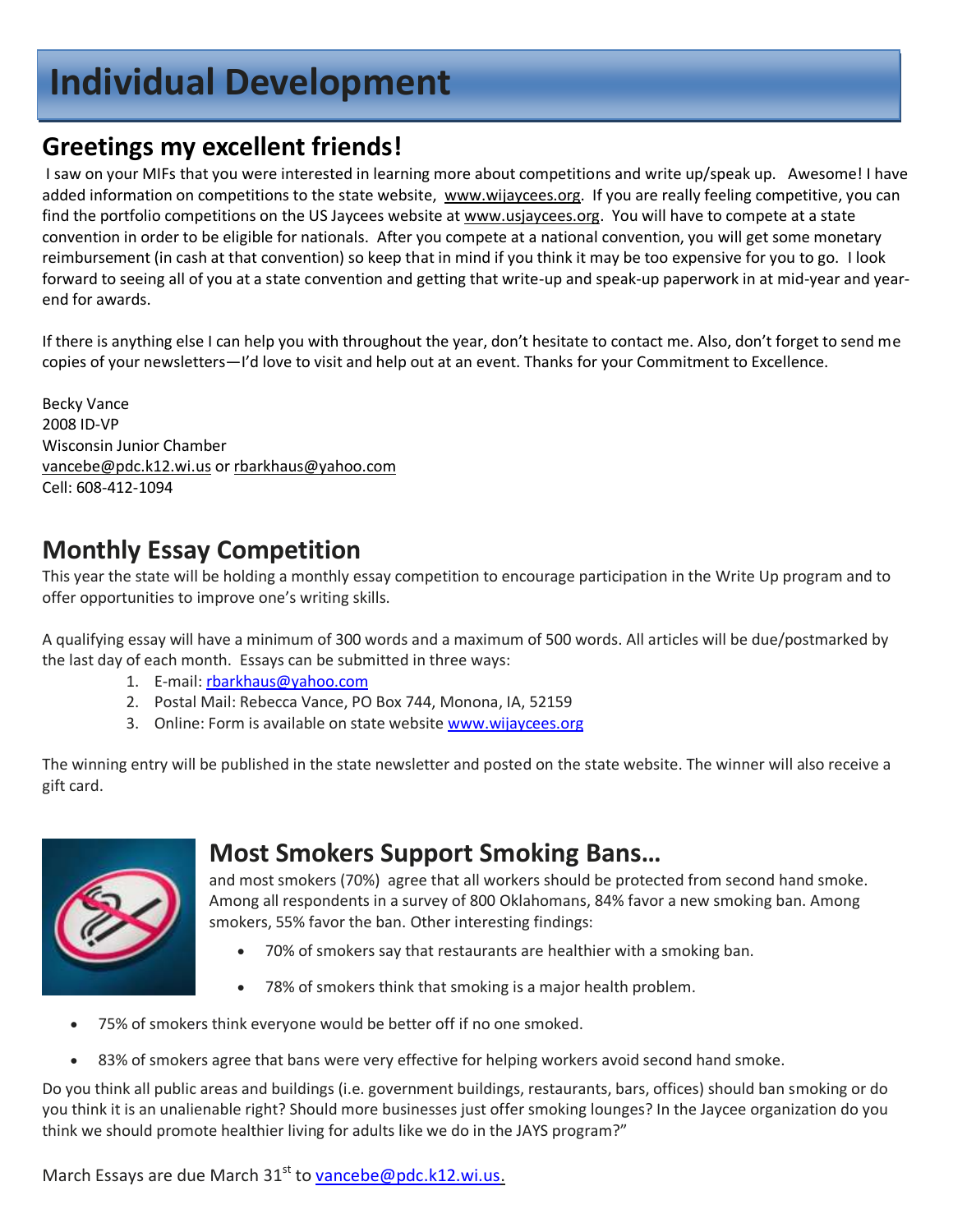# Individual Development

## Greetings my excellent friends!

I saw on your MIFs that you were interested in learning more about competitions and write up/speak up. Awesome! I have added information on competitions to the state website, www.wijaycees.org. If you are really feeling competitive, you can find the portfolio competitions on the US Jaycees website at www.usjaycees.org. You will have to compete at a state convention in order to be eligible for nationals. After you compete at a national convention, you will get some monetary reimbursement (in cash at that convention) so keep that in mind if you think it may be too expensive for you to go. I look forward to seeing all of you at a state convention and getting that write-up and speak-up paperwork in at mid-year and year-end for awards.

If there is anything else I can help you with throughout the year, don't hesitate to contact me. Also, don't forget to send me copies of your newsletters—I'd love to visit and help out at an event. Thanks for your Commitment to Excellence.

Becky Vance
2008 ID-VP
Wisconsin Junior Chamber
vancebe@pdc.k12.wi.us or rbarkhaus@yahoo.com
Cell: 608-412-1094

## Monthly Essay Competition

This year the state will be holding a monthly essay competition to encourage participation in the Write Up program and to offer opportunities to improve one's writing skills.

A qualifying essay will have a minimum of 300 words and a maximum of 500 words. All articles will be due/postmarked by the last day of each month. Essays can be submitted in three ways:

1. E-mail: rbarkhaus@yahoo.com
2. Postal Mail: Rebecca Vance, PO Box 744, Monona, IA, 52159
3. Online: Form is available on state website www.wijaycees.org

The winning entry will be published in the state newsletter and posted on the state website. The winner will also receive a gift card.

## Most Smokers Support Smoking Bans…

and most smokers (70%) agree that all workers should be protected from second hand smoke. Among all respondents in a survey of 800 Oklahomans, 84% favor a new smoking ban. Among smokers, 55% favor the ban. Other interesting findings:

- 70% of smokers say that restaurants are healthier with a smoking ban.
- 78% of smokers think that smoking is a major health problem.
- 75% of smokers think everyone would be better off if no one smoked.
- 83% of smokers agree that bans were very effective for helping workers avoid second hand smoke.

Do you think all public areas and buildings (i.e. government buildings, restaurants, bars, offices) should ban smoking or do you think it is an unalienable right? Should more businesses just offer smoking lounges? In the Jaycee organization do you think we should promote healthier living for adults like we do in the JAYS program?"

March Essays are due March 31st to vancebe@pdc.k12.wi.us.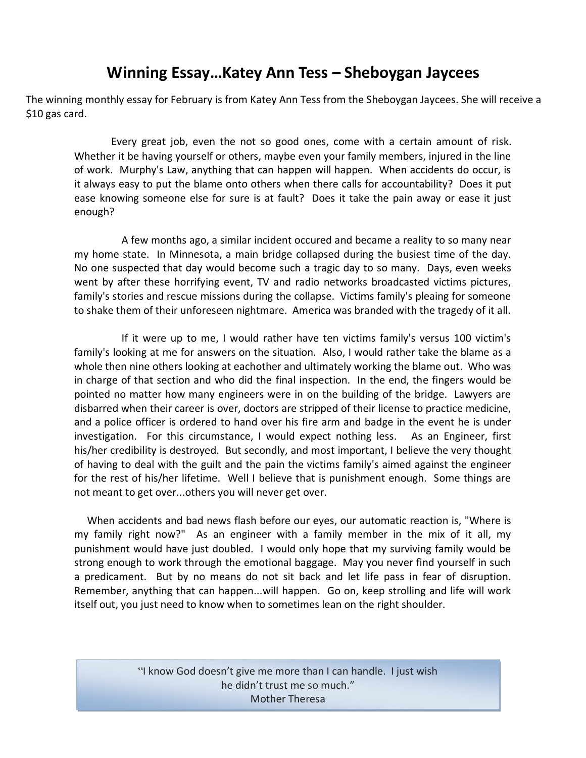# Winning Essay…Katey Ann Tess – Sheboygan Jaycees

The winning monthly essay for February is from Katey Ann Tess from the Sheboygan Jaycees. She will receive a $10 gas card.

Every great job, even the not so good ones, come with a certain amount of risk. Whether it be having yourself or others, maybe even your family members, injured in the line of work. Murphy's Law, anything that can happen will happen. When accidents do occur, is it always easy to put the blame onto others when there calls for accountability? Does it put ease knowing someone else for sure is at fault? Does it take the pain away or ease it just enough?

A few months ago, a similar incident occured and became a reality to so many near my home state. In Minnesota, a main bridge collapsed during the busiest time of the day. No one suspected that day would become such a tragic day to so many. Days, even weeks went by after these horrifying event, TV and radio networks broadcasted victims pictures, family's stories and rescue missions during the collapse. Victims family's pleaing for someone to shake them of their unforeseen nightmare. America was branded with the tragedy of it all.

If it were up to me, I would rather have ten victims family's versus 100 victim's family's looking at me for answers on the situation. Also, I would rather take the blame as a whole then nine others looking at eachother and ultimately working the blame out. Who was in charge of that section and who did the final inspection. In the end, the fingers would be pointed no matter how many engineers were in on the building of the bridge. Lawyers are disbarred when their career is over, doctors are stripped of their license to practice medicine, and a police officer is ordered to hand over his fire arm and badge in the event he is under investigation. For this circumstance, I would expect nothing less. As an Engineer, first his/her credibility is destroyed. But secondly, and most important, I believe the very thought of having to deal with the guilt and the pain the victims family's aimed against the engineer for the rest of his/her lifetime. Well I believe that is punishment enough. Some things are not meant to get over...others you will never get over.

When accidents and bad news flash before our eyes, our automatic reaction is, "Where is my family right now?" As an engineer with a family member in the mix of it all, my punishment would have just doubled. I would only hope that my surviving family would be strong enough to work through the emotional baggage. May you never find yourself in such a predicament. But by no means do not sit back and let life pass in fear of disruption. Remember, anything that can happen...will happen. Go on, keep strolling and life will work itself out, you just need to know when to sometimes lean on the right shoulder.

> "I know God doesn't give me more than I can handle. I just wish he didn't trust me so much."
> Mother Theresa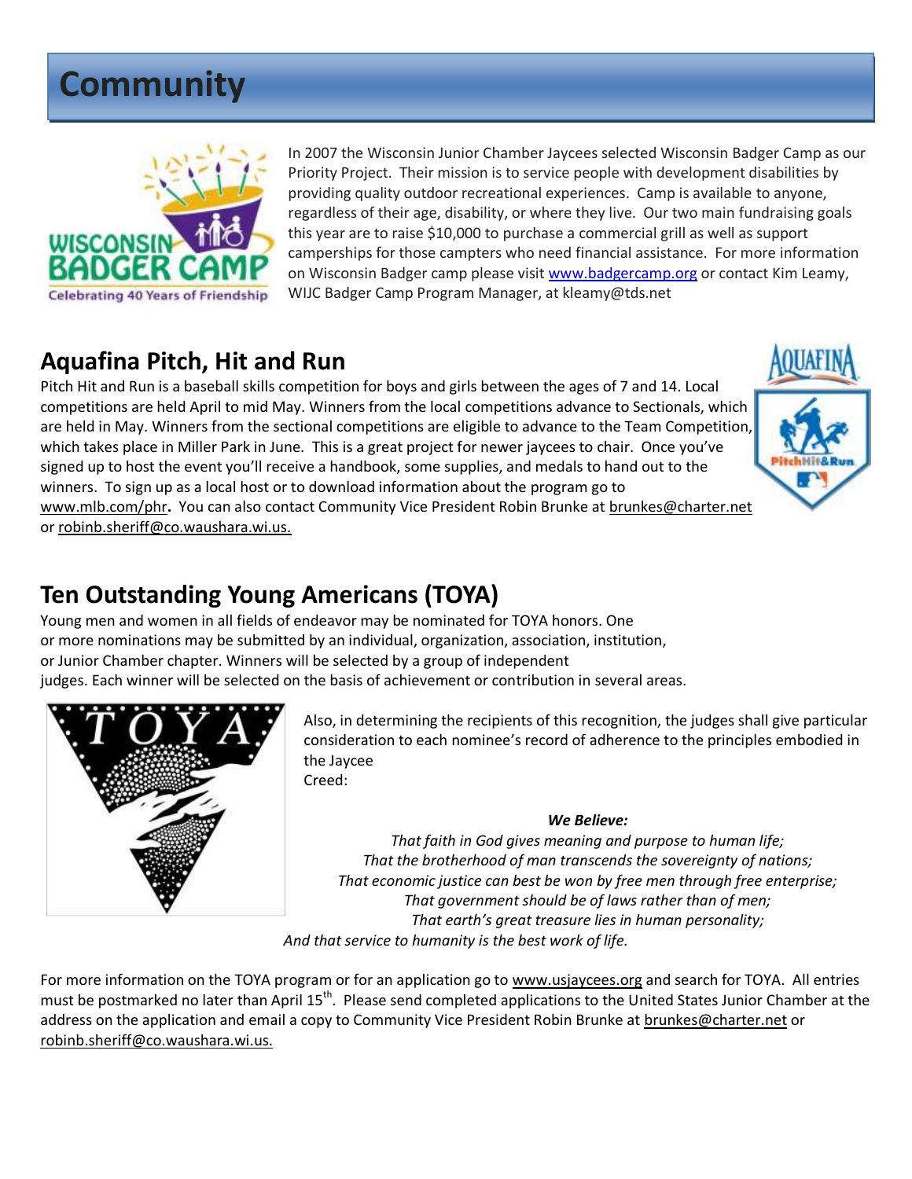# Community

In 2007 the Wisconsin Junior Chamber Jaycees selected Wisconsin Badger Camp as our Priority Project. Their mission is to service people with development disabilities by providing quality outdoor recreational experiences. Camp is available to anyone, regardless of their age, disability, or where they live. Our two main fundraising goals this year are to raise $10,000 to purchase a commercial grill as well as support camperships for those campters who need financial assistance. For more information on Wisconsin Badger camp please visit www.badgercamp.org or contact Kim Leamy, WIJC Badger Camp Program Manager, at kleamy@tds.net

## Aquafina Pitch, Hit and Run

Pitch Hit and Run is a baseball skills competition for boys and girls between the ages of 7 and 14. Local competitions are held April to mid May. Winners from the local competitions advance to Sectionals, which are held in May. Winners from the sectional competitions are eligible to advance to the Team Competition, which takes place in Miller Park in June. This is a great project for newer jaycees to chair. Once you've signed up to host the event you'll receive a handbook, some supplies, and medals to hand out to the winners. To sign up as a local host or to download information about the program go to www.mlb.com/phr**.** You can also contact Community Vice President Robin Brunke at brunkes@charter.net or robinb.sheriff@co.waushara.wi.us.

## Ten Outstanding Young Americans (TOYA)

Young men and women in all fields of endeavor may be nominated for TOYA honors. One or more nominations may be submitted by an individual, organization, association, institution, or Junior Chamber chapter. Winners will be selected by a group of independent judges. Each winner will be selected on the basis of achievement or contribution in several areas.

Also, in determining the recipients of this recognition, the judges shall give particular consideration to each nominee's record of adherence to the principles embodied in the Jaycee Creed:

***We Believe:***

*That faith in God gives meaning and purpose to human life;*
*That the brotherhood of man transcends the sovereignty of nations;*
*That economic justice can best be won by free men through free enterprise;*
*That government should be of laws rather than of men;*
*That earth's great treasure lies in human personality;*
*And that service to humanity is the best work of life.*

For more information on the TOYA program or for an application go to www.usjaycees.org and search for TOYA. All entries must be postmarked no later than April 15th. Please send completed applications to the United States Junior Chamber at the address on the application and email a copy to Community Vice President Robin Brunke at brunkes@charter.net or robinb.sheriff@co.waushara.wi.us.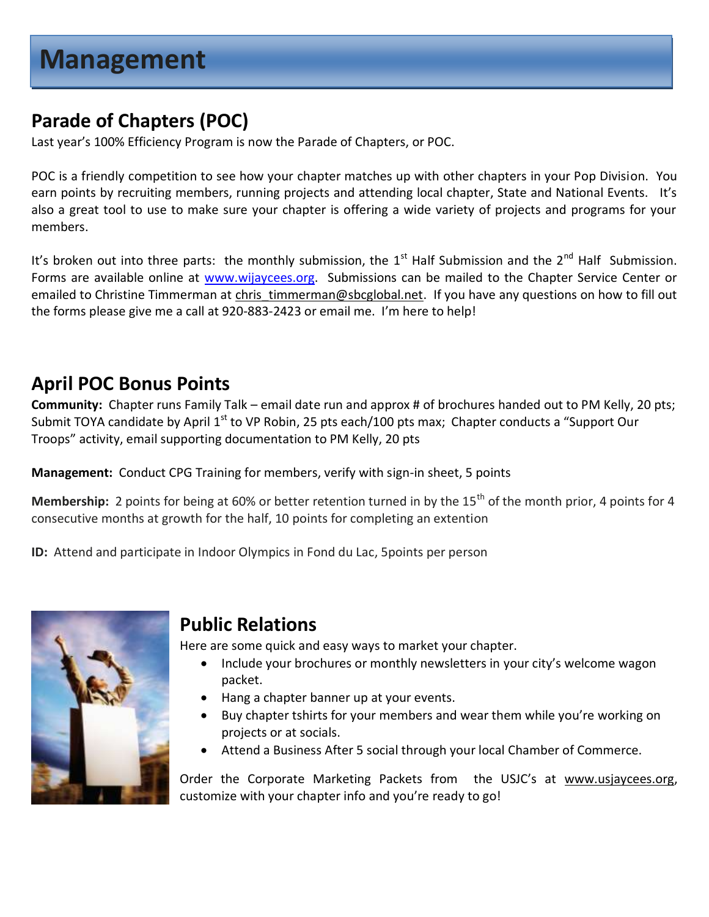# Management

## Parade of Chapters (POC)

Last year's 100% Efficiency Program is now the Parade of Chapters, or POC.

POC is a friendly competition to see how your chapter matches up with other chapters in your Pop Division. You earn points by recruiting members, running projects and attending local chapter, State and National Events. It's also a great tool to use to make sure your chapter is offering a wide variety of projects and programs for your members.

It's broken out into three parts: the monthly submission, the 1st Half Submission and the 2nd Half Submission. Forms are available online at www.wijaycees.org. Submissions can be mailed to the Chapter Service Center or emailed to Christine Timmerman at chris_timmerman@sbcglobal.net. If you have any questions on how to fill out the forms please give me a call at 920-883-2423 or email me. I'm here to help!

## April POC Bonus Points

**Community:** Chapter runs Family Talk – email date run and approx # of brochures handed out to PM Kelly, 20 pts; Submit TOYA candidate by April 1st to VP Robin, 25 pts each/100 pts max; Chapter conducts a "Support Our Troops" activity, email supporting documentation to PM Kelly, 20 pts

**Management:** Conduct CPG Training for members, verify with sign-in sheet, 5 points

**Membership:** 2 points for being at 60% or better retention turned in by the 15th of the month prior, 4 points for 4 consecutive months at growth for the half, 10 points for completing an extention

**ID:** Attend and participate in Indoor Olympics in Fond du Lac, 5points per person

## Public Relations

Here are some quick and easy ways to market your chapter.

- Include your brochures or monthly newsletters in your city's welcome wagon packet.
- Hang a chapter banner up at your events.
- Buy chapter tshirts for your members and wear them while you're working on projects or at socials.
- Attend a Business After 5 social through your local Chamber of Commerce.

Order the Corporate Marketing Packets from the USJC's at www.usjaycees.org, customize with your chapter info and you're ready to go!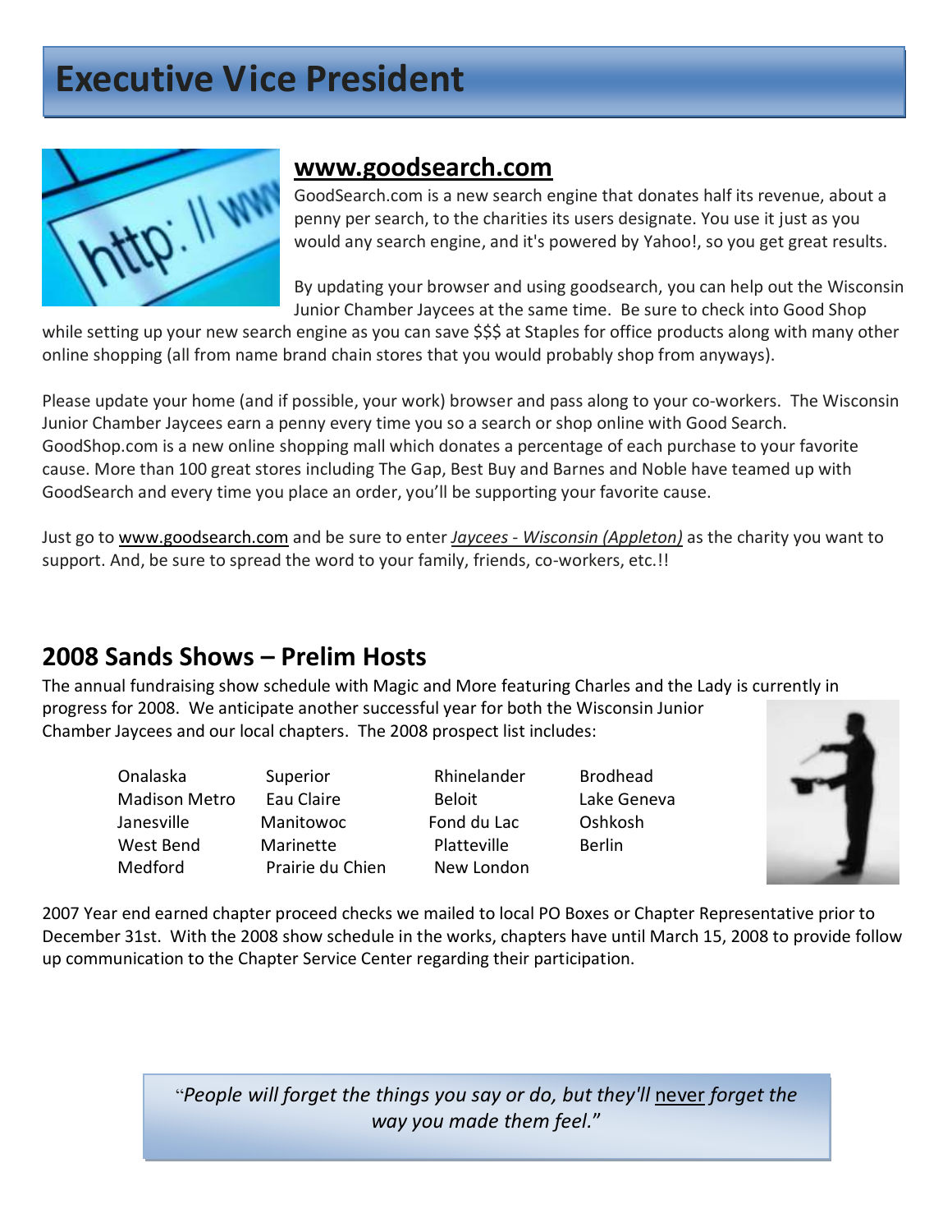# Executive Vice President

## www.goodsearch.com

GoodSearch.com is a new search engine that donates half its revenue, about a penny per search, to the charities its users designate. You use it just as you would any search engine, and it's powered by Yahoo!, so you get great results.

By updating your browser and using goodsearch, you can help out the Wisconsin Junior Chamber Jaycees at the same time. Be sure to check into Good Shop while setting up your new search engine as you can save $$$ at Staples for office products along with many other online shopping (all from name brand chain stores that you would probably shop from anyways).

Please update your home (and if possible, your work) browser and pass along to your co-workers. The Wisconsin Junior Chamber Jaycees earn a penny every time you so a search or shop online with Good Search. GoodShop.com is a new online shopping mall which donates a percentage of each purchase to your favorite cause. More than 100 great stores including The Gap, Best Buy and Barnes and Noble have teamed up with GoodSearch and every time you place an order, you'll be supporting your favorite cause.

Just go to www.goodsearch.com and be sure to enter *Jaycees - Wisconsin (Appleton)* as the charity you want to support. And, be sure to spread the word to your family, friends, co-workers, etc.!!

## 2008 Sands Shows – Prelim Hosts

The annual fundraising show schedule with Magic and More featuring Charles and the Lady is currently in progress for 2008. We anticipate another successful year for both the Wisconsin Junior Chamber Jaycees and our local chapters. The 2008 prospect list includes:

| | | | |
|---|---|---|---|
| Onalaska | Superior | Rhinelander | Brodhead |
| Madison Metro | Eau Claire | Beloit | Lake Geneva |
| Janesville | Manitowoc | Fond du Lac | Oshkosh |
| West Bend | Marinette | Platteville | Berlin |
| Medford | Prairie du Chien | New London | |

2007 Year end earned chapter proceed checks we mailed to local PO Boxes or Chapter Representative prior to December 31st. With the 2008 show schedule in the works, chapters have until March 15, 2008 to provide follow up communication to the Chapter Service Center regarding their participation.

> "*People will forget the things you say or do, but they'll* never *forget the way you made them feel.*"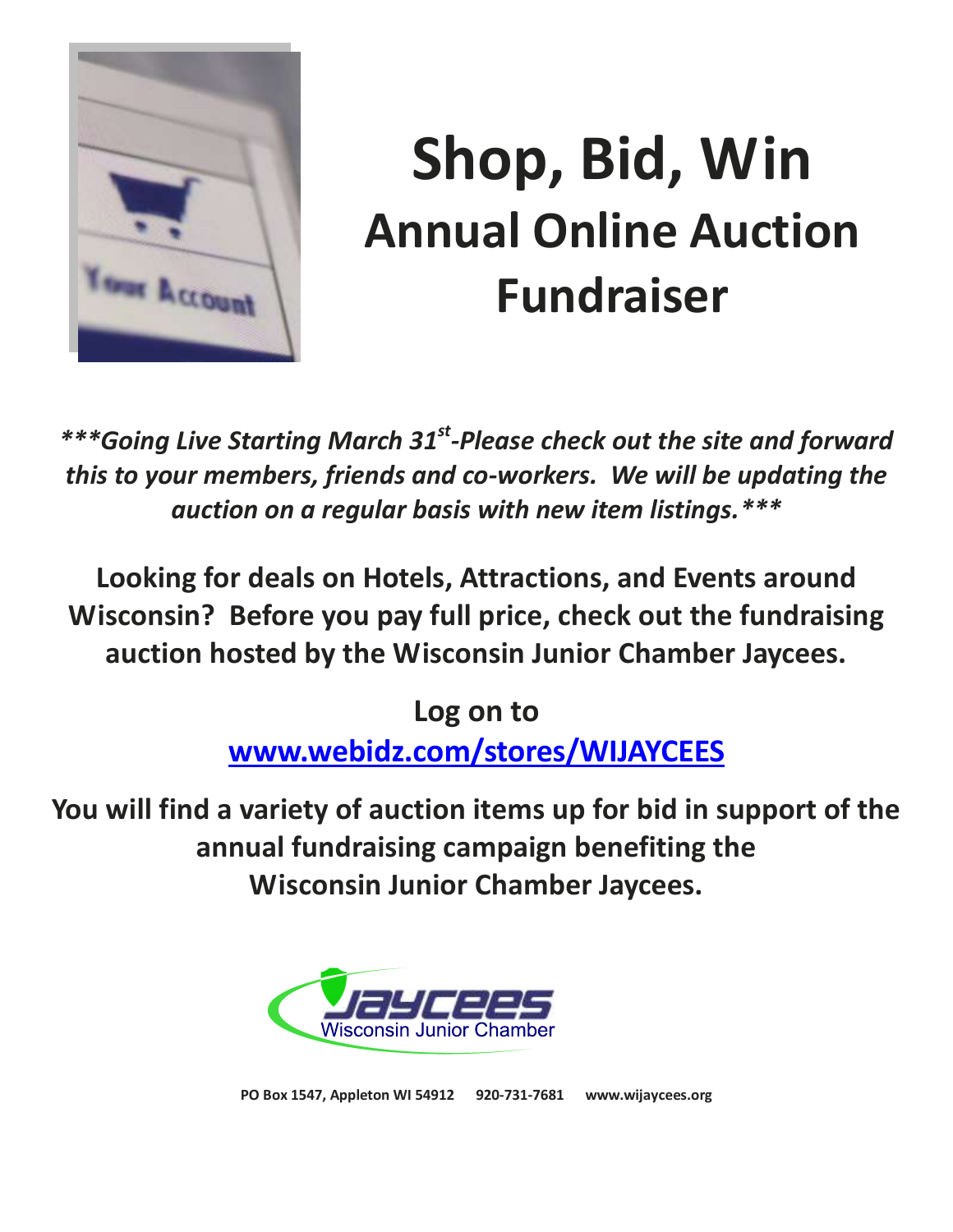# Shop, Bid, Win
## Annual Online Auction Fundraiser

***\*\*\*Going Live Starting March 31st-Please check out the site and forward this to your members, friends and co-workers. We will be updating the auction on a regular basis with new item listings.\*\*\****

**Looking for deals on Hotels, Attractions, and Events around Wisconsin? Before you pay full price, check out the fundraising auction hosted by the Wisconsin Junior Chamber Jaycees.**

**Log on to**
**[www.webidz.com/stores/WIJAYCEES](http://www.webidz.com/stores/WIJAYCEES)**

**You will find a variety of auction items up for bid in support of the annual fundraising campaign benefiting the Wisconsin Junior Chamber Jaycees.**

Jaycees
Wisconsin Junior Chamber

**PO Box 1547, Appleton WI 54912 920-731-7681 www.wijaycees.org**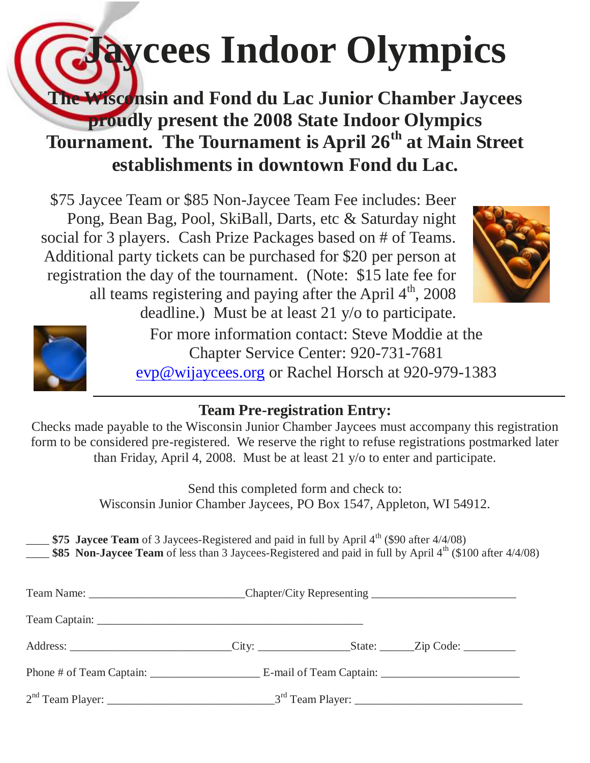# Jaycees Indoor Olympics

**The Wisconsin and Fond du Lac Junior Chamber Jaycees proudly present the 2008 State Indoor Olympics Tournament. The Tournament is April 26th at Main Street establishments in downtown Fond du Lac.**

$75 Jaycee Team or $85 Non-Jaycee Team Fee includes: Beer Pong, Bean Bag, Pool, SkiBall, Darts, etc & Saturday night social for 3 players. Cash Prize Packages based on # of Teams. Additional party tickets can be purchased for $20 per person at registration the day of the tournament. (Note: $15 late fee for all teams registering and paying after the April 4th, 2008 deadline.) Must be at least 21 y/o to participate.

For more information contact: Steve Moddie at the Chapter Service Center: 920-731-7681 evp@wijaycees.org or Rachel Horsch at 920-979-1383

---

## Team Pre-registration Entry:

Checks made payable to the Wisconsin Junior Chamber Jaycees must accompany this registration form to be considered pre-registered. We reserve the right to refuse registrations postmarked later than Friday, April 4, 2008. Must be at least 21 y/o to enter and participate.

Send this completed form and check to:
Wisconsin Junior Chamber Jaycees, PO Box 1547, Appleton, WI 54912.

____ **$75 Jaycee Team** of 3 Jaycees-Registered and paid in full by April 4th ($90 after 4/4/08)
____ **$85 Non-Jaycee Team** of less than 3 Jaycees-Registered and paid in full by April 4th ($100 after 4/4/08)

Team Name: ___________________________ Chapter/City Representing _________________________

Team Captain: _______________________________________________

Address: ____________________________ City: ________________ State: ______ Zip Code: _________

Phone # of Team Captain: ___________________ E-mail of Team Captain: ________________________

2nd Team Player: ____________________________ 3rd Team Player: ____________________________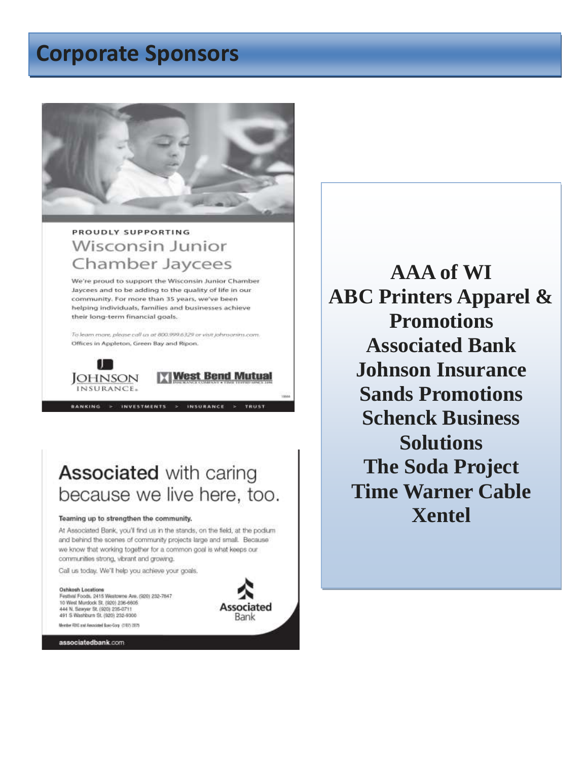# Corporate Sponsors

PROUDLY SUPPORTING

Wisconsin Junior Chamber Jaycees

We're proud to support the Wisconsin Junior Chamber Jaycees and to be adding to the quality of life in our community. For more than 35 years, we've been helping individuals, families and businesses achieve their long-term financial goals.

*To learn more, please call us at 800.999.6329 or visit johnsonins.com.*
Offices in Appleton, Green Bay and Ripon.

JOHNSON INSURANCE.

West Bend Mutual

BANKING > INVESTMENTS > INSURANCE > TRUST

Associated with caring because we live here, too.

**Teaming up to strengthen the community.**

At Associated Bank, you'll find us in the stands, on the field, at the podium and behind the scenes of community projects large and small. Because we know that working together for a common goal is what keeps our communities strong, vibrant and growing.

Call us today. We'll help you achieve your goals.

**Oshkosh Locations**
Festival Foods, 2415 Westowne Ave. (920) 232-7647
10 West Murdock St. (920) 236-6605
444 N. Sawyer St. (920) 235-0711
491 S Washburn St. (920) 232-9300

Member FDIC and Associated Banc-Corp

Associated Bank

associatedbank.com

**AAA of WI**
**ABC Printers Apparel & Promotions**
**Associated Bank**
**Johnson Insurance**
**Sands Promotions**
**Schenck Business Solutions**
**The Soda Project**
**Time Warner Cable**
**Xentel**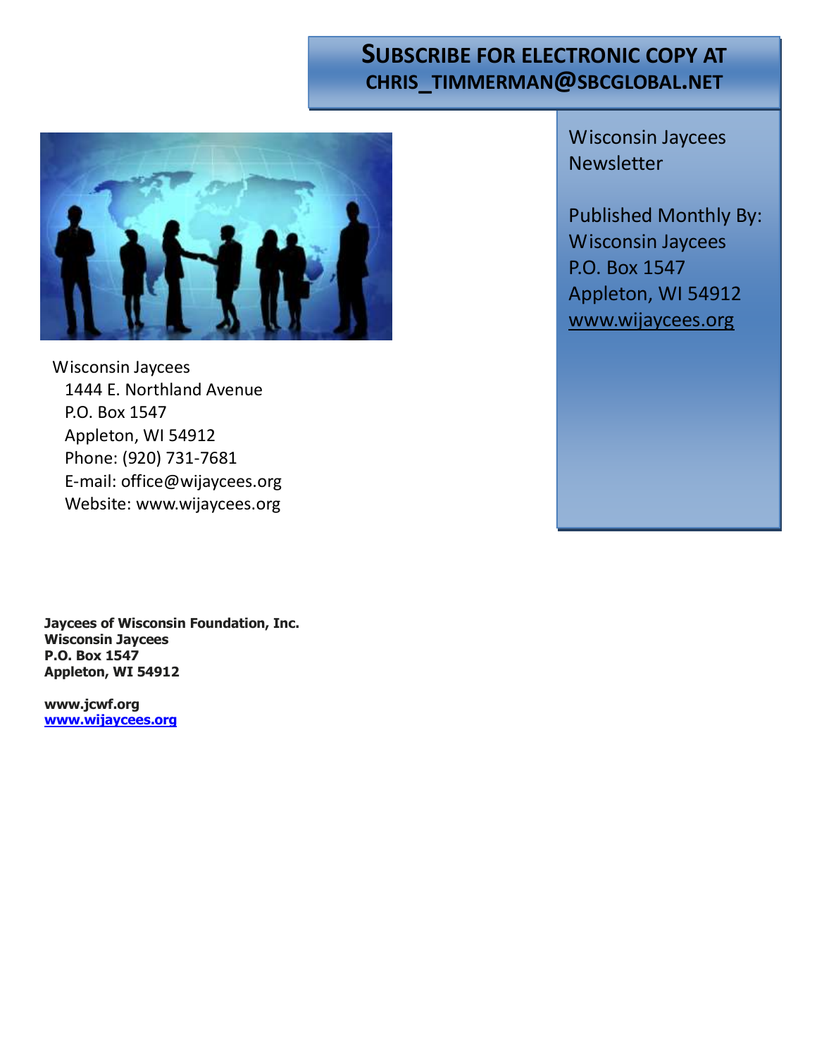## Subscribe for electronic copy at chris_timmerman@sbcglobal.net

Wisconsin Jaycees Newsletter

Published Monthly By:
Wisconsin Jaycees
P.O. Box 1547
Appleton, WI 54912
www.wijaycees.org

Wisconsin Jaycees
1444 E. Northland Avenue
P.O. Box 1547
Appleton, WI 54912
Phone: (920) 731-7681
E-mail: office@wijaycees.org
Website: www.wijaycees.org

**Jaycees of Wisconsin Foundation, Inc.**
**Wisconsin Jaycees**
**P.O. Box 1547**
**Appleton, WI 54912**

**www.jcwf.org**
**www.wijaycees.org**